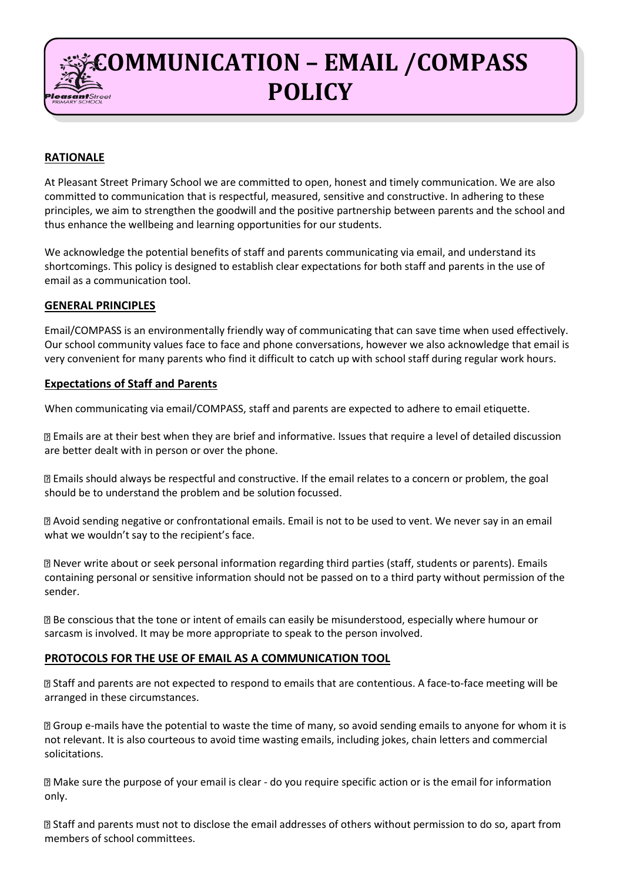# COMMUNICATION – EMAIL /COMPASS POLICY

## RATIONALE

At Pleasant Street Primary School we are committed to open, honest and timely communication. We are also committed to communication that is respectful, measured, sensitive and constructive. In adhering to these principles, we aim to strengthen the goodwill and the positive partnership between parents and the school and thus enhance the wellbeing and learning opportunities for our students.

We acknowledge the potential benefits of staff and parents communicating via email, and understand its shortcomings. This policy is designed to establish clear expectations for both staff and parents in the use of email as a communication tool.

## GENERAL PRINCIPLES

Email/COMPASS is an environmentally friendly way of communicating that can save time when used effectively. Our school community values face to face and phone conversations, however we also acknowledge that email is very convenient for many parents who find it difficult to catch up with school staff during regular work hours.

### Expectations of Staff and Parents

When communicating via email/COMPASS, staff and parents are expected to adhere to email etiquette.

- Emails are at their best when they are brief and informative. Issues that require a level of detailed discussion are better dealt with in person or over the phone.
- Emails should always be respectful and constructive. If the email relates to a concern or problem, the goal should be to understand the problem and be solution focussed.
- Avoid sending negative or confrontational emails. Email is not to be used to vent. We never say in an email what we wouldn't say to the recipient's face.
- Never write about or seek personal information regarding third parties (staff, students or parents). Emails containing personal or sensitive information should not be passed on to a third party without permission of the sender.
- Be conscious that the tone or intent of emails can easily be misunderstood, especially where humour or sarcasm is involved. It may be more appropriate to speak to the person involved.

## PROTOCOLS FOR THE USE OF EMAIL AS A COMMUNICATION TOOL

- Staff and parents are not expected to respond to emails that are contentious. A face-to-face meeting will be arranged in these circumstances.
- Group e-mails have the potential to waste the time of many, so avoid sending emails to anyone for whom it is not relevant. It is also courteous to avoid time wasting emails, including jokes, chain letters and commercial solicitations.
- Make sure the purpose of your email is clear - do you require specific action or is the email for information only.
- Staff and parents must not to disclose the email addresses of others without permission to do so, apart from members of school committees.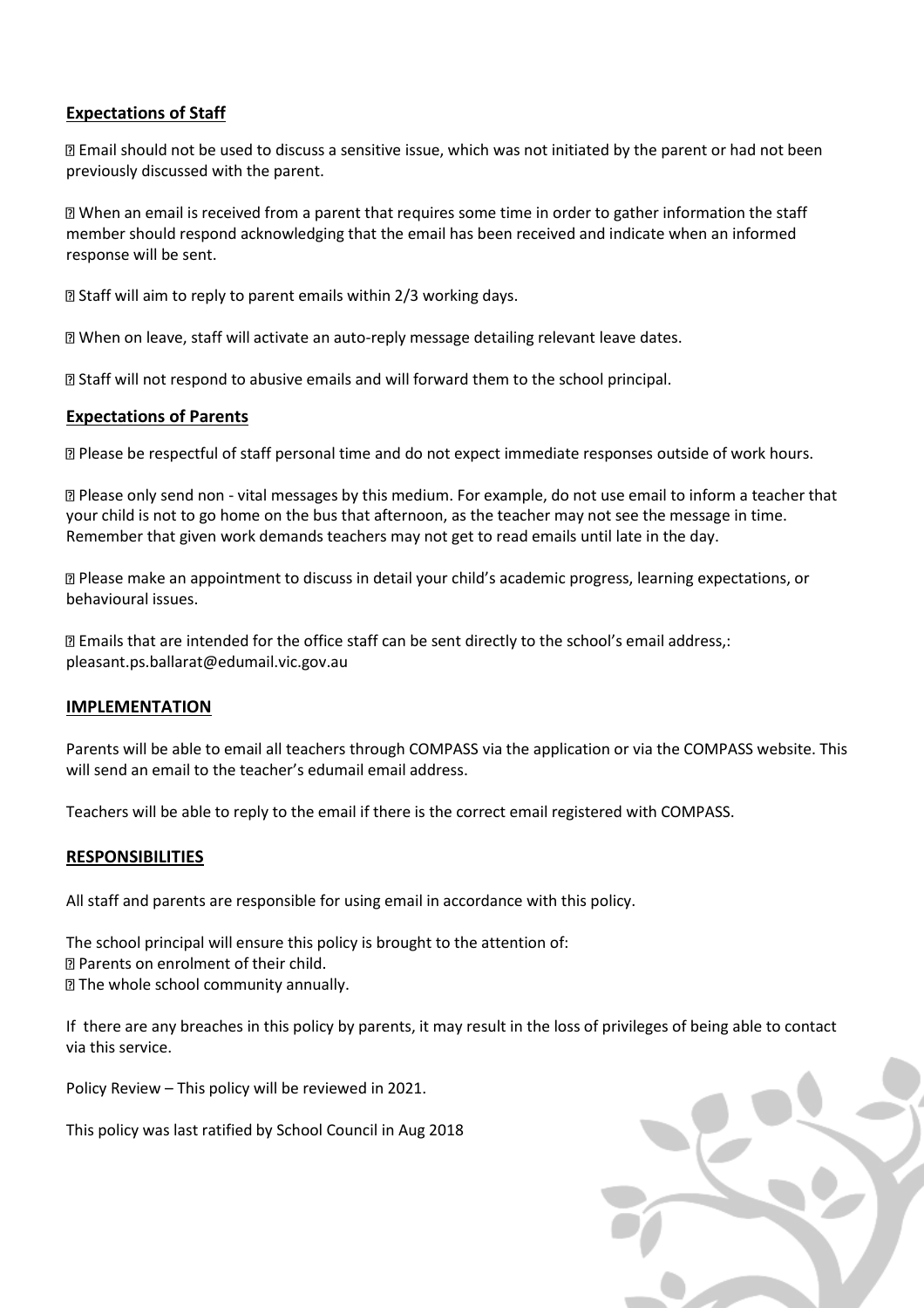## Expectations of Staff

- Email should not be used to discuss a sensitive issue, which was not initiated by the parent or had not been previously discussed with the parent.
- When an email is received from a parent that requires some time in order to gather information the staff member should respond acknowledging that the email has been received and indicate when an informed response will be sent.
- Staff will aim to reply to parent emails within 2/3 working days.
- When on leave, staff will activate an auto-reply message detailing relevant leave dates.
- Staff will not respond to abusive emails and will forward them to the school principal.

## Expectations of Parents

- Please be respectful of staff personal time and do not expect immediate responses outside of work hours.
- Please only send non - vital messages by this medium. For example, do not use email to inform a teacher that your child is not to go home on the bus that afternoon, as the teacher may not see the message in time. Remember that given work demands teachers may not get to read emails until late in the day.
- Please make an appointment to discuss in detail your child's academic progress, learning expectations, or behavioural issues.
- Emails that are intended for the office staff can be sent directly to the school's email address,: pleasant.ps.ballarat@edumail.vic.gov.au

## IMPLEMENTATION

Parents will be able to email all teachers through COMPASS via the application or via the COMPASS website. This will send an email to the teacher's edumail email address.

Teachers will be able to reply to the email if there is the correct email registered with COMPASS.

## RESPONSIBILITIES

All staff and parents are responsible for using email in accordance with this policy.

The school principal will ensure this policy is brought to the attention of:

- Parents on enrolment of their child.
- The whole school community annually.

If there are any breaches in this policy by parents, it may result in the loss of privileges of being able to contact via this service.

Policy Review – This policy will be reviewed in 2021.

This policy was last ratified by School Council in Aug 2018